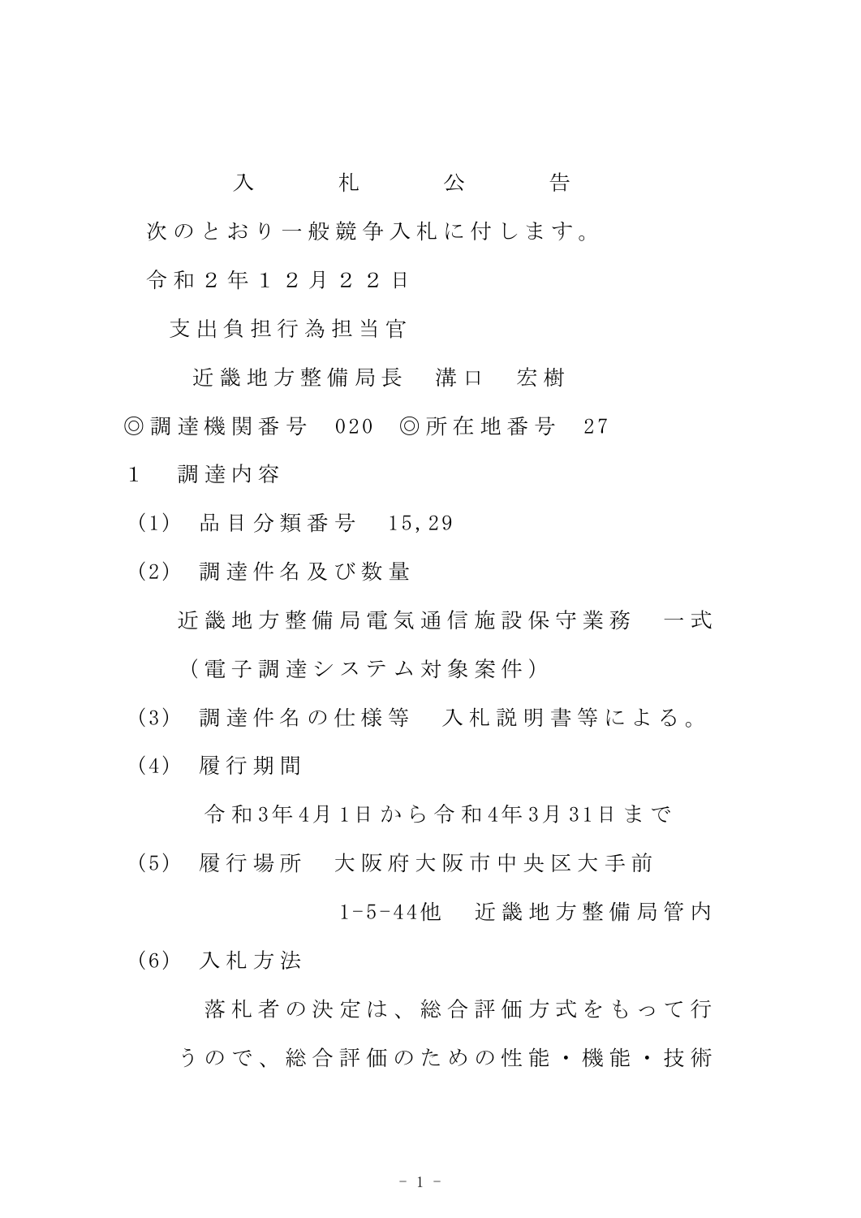# 入　札　公　告

次のとおり一般競争入札に付します。

令和２年１２月２２日

支出負担行為担当官

近畿地方整備局長　溝口　宏樹

◎調達機関番号　020　◎所在地番号　27

１　調達内容

（1）　品目分類番号　15,29

（2）　調達件名及び数量

近畿地方整備局電気通信施設保守業務　一式

（電子調達システム対象案件）

（3）　調達件名の仕様等　入札説明書等による。

（4）　履行期間

令和3年4月1日から令和4年3月31日まで

（5）　履行場所　大阪府大阪市中央区大手前1-5-44他　近畿地方整備局管内

（6）　入札方法

落札者の決定は、総合評価方式をもって行うので、総合評価のための性能・機能・技術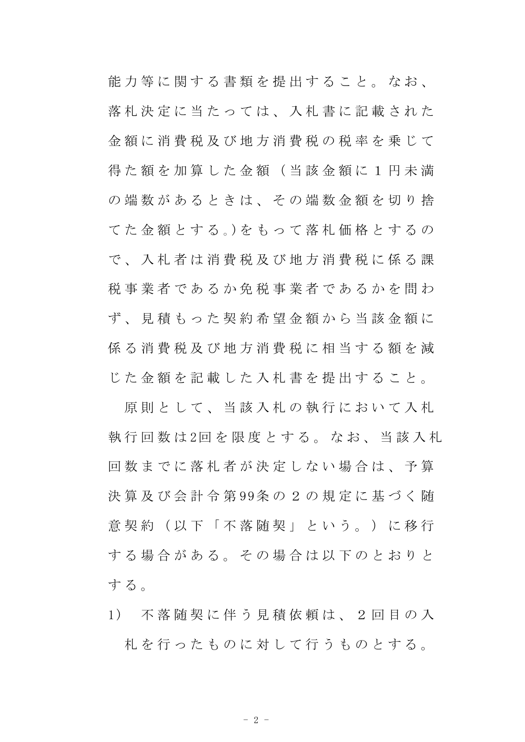能力等に関する書類を提出すること。なお、落札決定に当たっては、入札書に記載された金額に消費税及び地方消費税の税率を乗じて得た額を加算した金額（当該金額に１円未満の端数があるときは、その端数金額を切り捨てた金額とする。)をもって落札価格とするので、入札者は消費税及び地方消費税に係る課税事業者であるか免税事業者であるかを問わず、見積もった契約希望金額から当該金額に係る消費税及び地方消費税に相当する額を減じた金額を記載した入札書を提出すること。

原則として、当該入札の執行において入札執行回数は2回を限度とする。なお、当該入札回数までに落札者が決定しない場合は、予算決算及び会計令第99条の２の規定に基づく随意契約（以下「不落随契」という。）に移行する場合がある。その場合は以下のとおりとする。

1)　不落随契に伴う見積依頼は、２回目の入札を行ったものに対して行うものとする。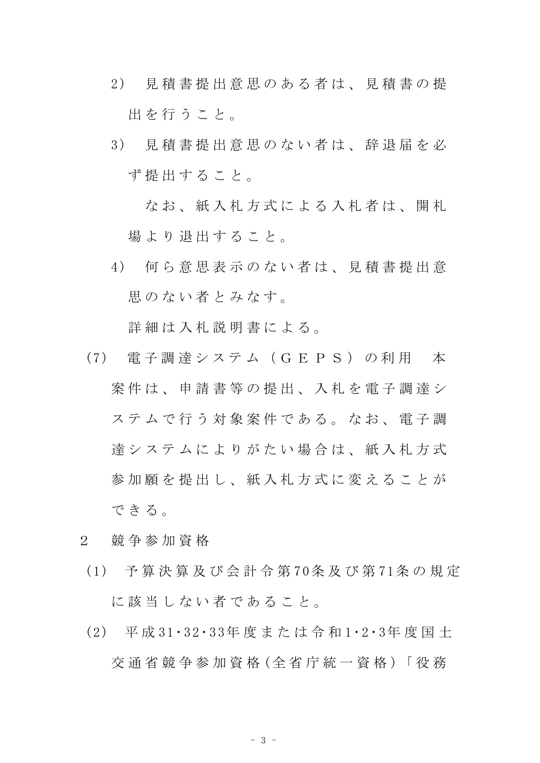2) 見積書提出意思のある者は、見積書の提出を行うこと。

3) 見積書提出意思のない者は、辞退届を必ず提出すること。

なお、紙入札方式による入札者は、開札場より退出すること。

4) 何ら意思表示のない者は、見積書提出意思のない者とみなす。

詳細は入札説明書による。

(7) 電子調達システム（ＧＥＰＳ）の利用　本案件は、申請書等の提出、入札を電子調達システムで行う対象案件である。なお、電子調達システムによりがたい場合は、紙入札方式参加願を提出し、紙入札方式に変えることができる。

2　競争参加資格

(1) 予算決算及び会計令第70条及び第71条の規定に該当しない者であること。

(2) 平成31･32･33年度または令和1･2･3年度国土交通省競争参加資格(全省庁統一資格)「役務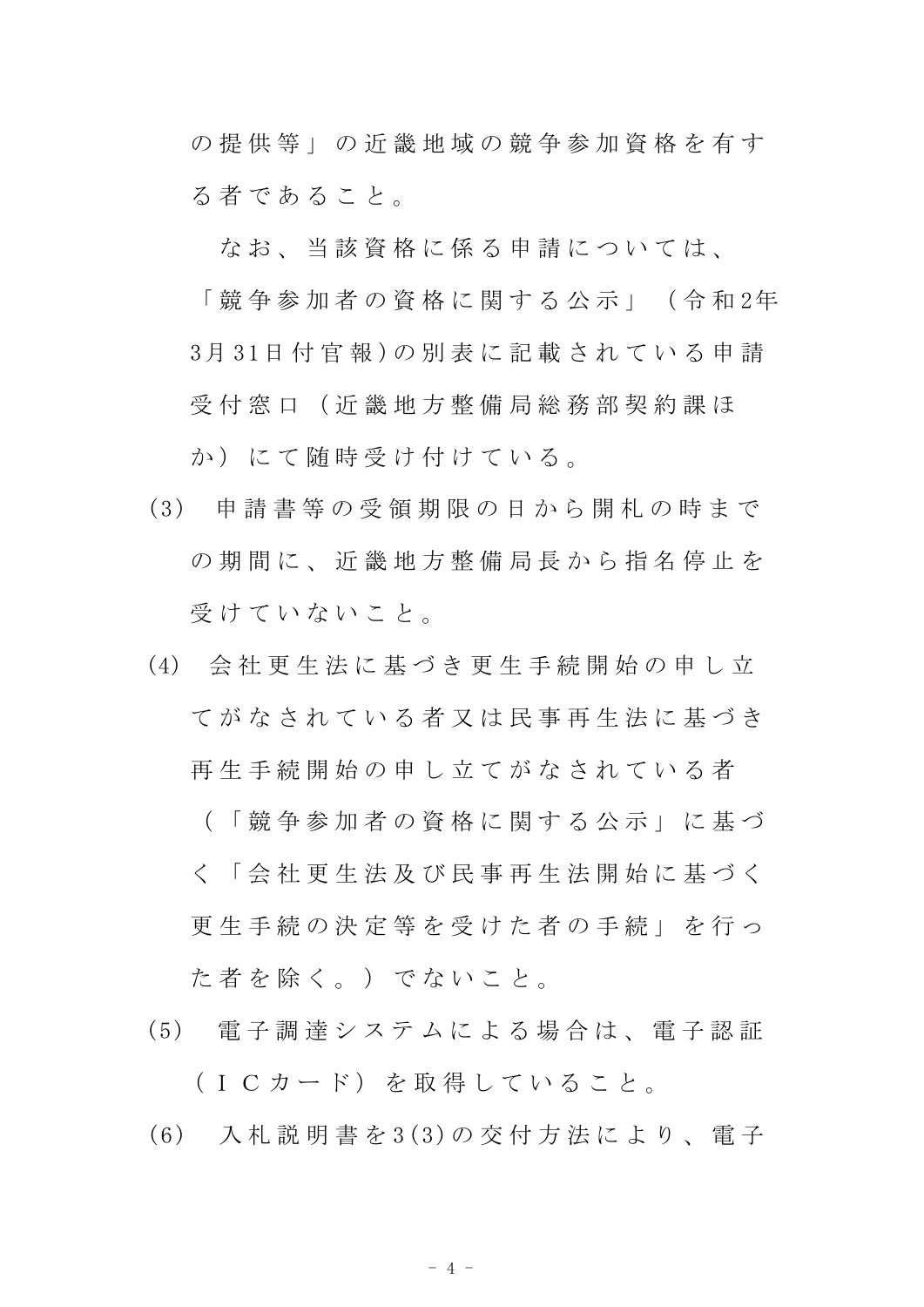の提供等」の近畿地域の競争参加資格を有する者であること。

なお、当該資格に係る申請については、「競争参加者の資格に関する公示」（令和2年3月31日付官報)の別表に記載されている申請受付窓口（近畿地方整備局総務部契約課ほか）にて随時受け付けている。

(3) 申請書等の受領期限の日から開札の時までの期間に、近畿地方整備局長から指名停止を受けていないこと。

(4) 会社更生法に基づき更生手続開始の申し立てがなされている者又は民事再生法に基づき再生手続開始の申し立てがなされている者（「競争参加者の資格に関する公示」に基づく「会社更生法及び民事再生法開始に基づく更生手続の決定等を受けた者の手続」を行った者を除く。）でないこと。

(5) 電子調達システムによる場合は、電子認証（ＩＣカード）を取得していること。

(6) 入札説明書を3(3)の交付方法により、電子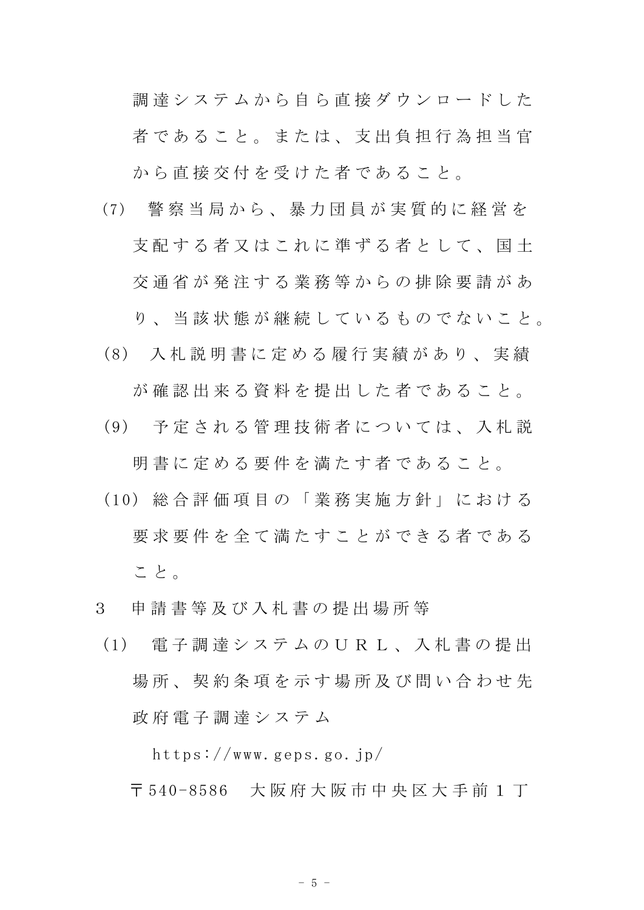調達システムから自ら直接ダウンロードした者であること。または、支出負担行為担当官から直接交付を受けた者であること。

(7) 警察当局から、暴力団員が実質的に経営を支配する者又はこれに準ずる者として、国土交通省が発注する業務等からの排除要請があり、当該状態が継続しているものでないこと。

(8) 入札説明書に定める履行実績があり、実績が確認出来る資料を提出した者であること。

(9) 予定される管理技術者については、入札説明書に定める要件を満たす者であること。

(10) 総合評価項目の「業務実施方針」における要求要件を全て満たすことができる者であること。

3　申請書等及び入札書の提出場所等

(1) 電子調達システムのＵＲＬ、入札書の提出場所、契約条項を示す場所及び問い合わせ先

政府電子調達システム

https://www.geps.go.jp/

〒540-8586　大阪府大阪市中央区大手前１丁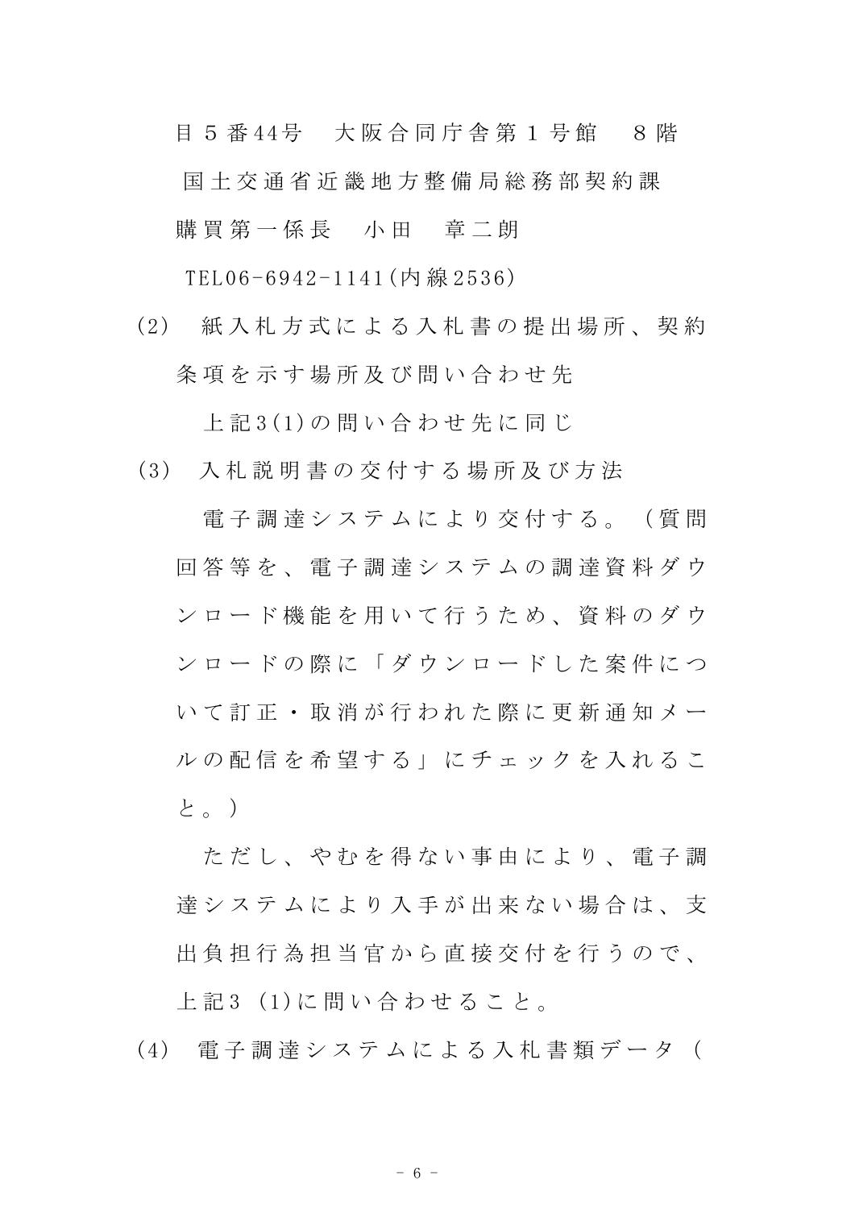目５番44号　大阪合同庁舎第１号館　８階

国土交通省近畿地方整備局総務部契約課

購買第一係長　小田　章二朗

TEL06-6942-1141(内線2536)

(2)　紙入札方式による入札書の提出場所、契約条項を示す場所及び問い合わせ先

上記3(1)の問い合わせ先に同じ

(3)　入札説明書の交付する場所及び方法

電子調達システムにより交付する。（質問回答等を、電子調達システムの調達資料ダウンロード機能を用いて行うため、資料のダウンロードの際に「ダウンロードした案件について訂正・取消が行われた際に更新通知メールの配信を希望する」にチェックを入れること。）

ただし、やむを得ない事由により、電子調達システムにより入手が出来ない場合は、支出負担行為担当官から直接交付を行うので、上記3 (1)に問い合わせること。

(4)　電子調達システムによる入札書類データ（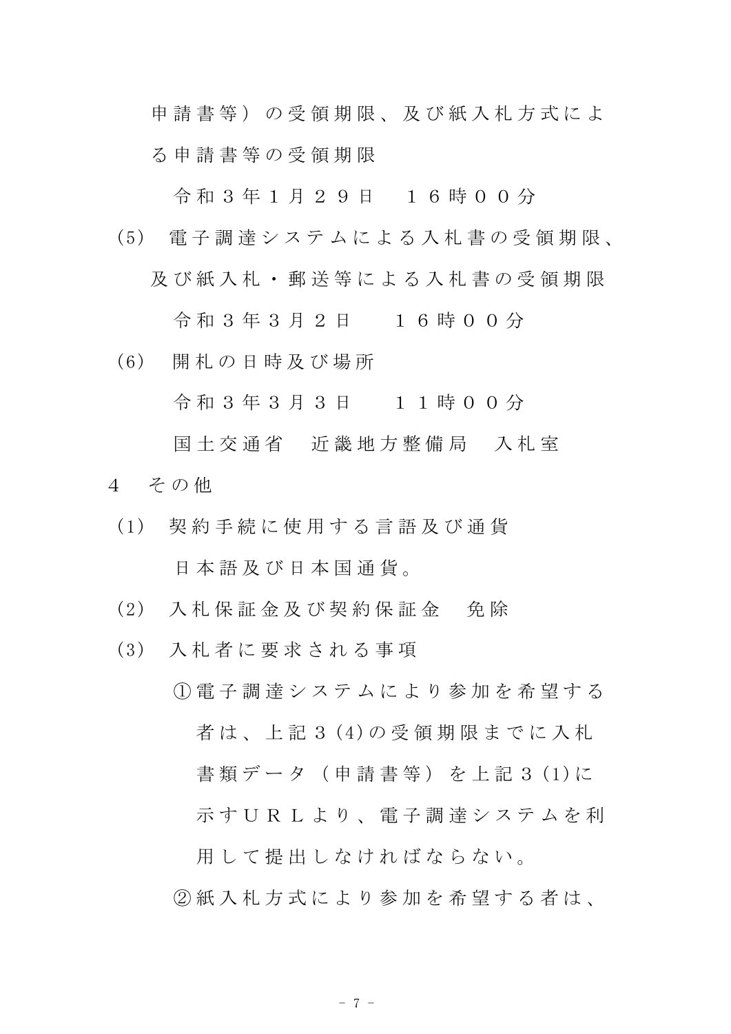申請書等）の受領期限、及び紙入札方式による申請書等の受領期限

令和３年１月２９日　１６時００分

(5) 電子調達システムによる入札書の受領期限、及び紙入札・郵送等による入札書の受領期限

令和３年３月２日　　１６時００分

(6) 開札の日時及び場所

令和３年３月３日　　１１時００分

国土交通省　近畿地方整備局　入札室

４　その他

(1) 契約手続に使用する言語及び通貨

日本語及び日本国通貨。

(2) 入札保証金及び契約保証金　免除

(3) 入札者に要求される事項

①電子調達システムにより参加を希望する者は、上記３(4)の受領期限までに入札書類データ（申請書等）を上記３(1)に示すＵＲＬより、電子調達システムを利用して提出しなければならない。

②紙入札方式により参加を希望する者は、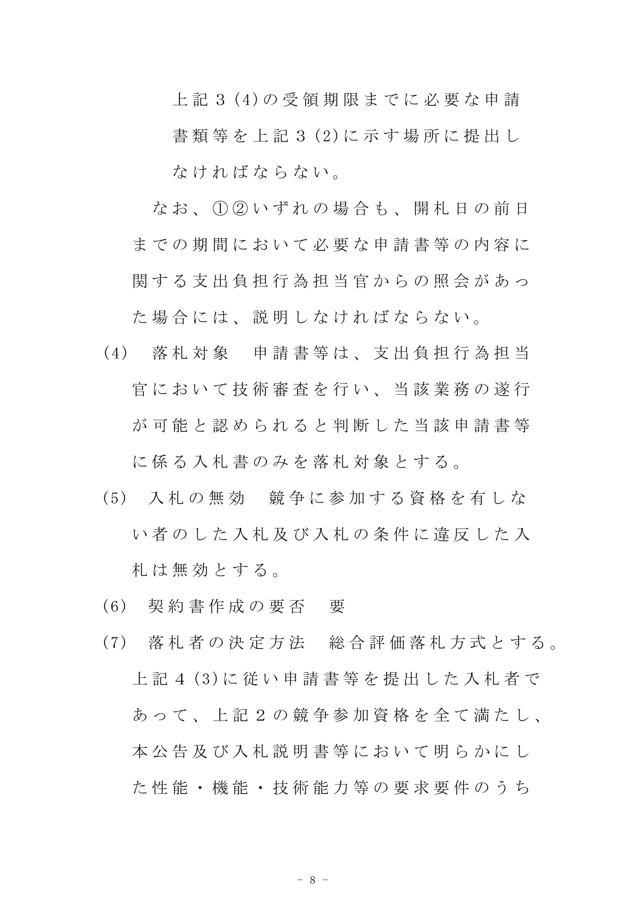上記３(4)の受領期限までに必要な申請書類等を上記３(2)に示す場所に提出しなければならない。

なお、①②いずれの場合も、開札日の前日までの期間において必要な申請書等の内容に関する支出負担行為担当官からの照会があった場合には、説明しなければならない。

(4)　落札対象　申請書等は、支出負担行為担当官において技術審査を行い、当該業務の遂行が可能と認められると判断した当該申請書等に係る入札書のみを落札対象とする。

(5)　入札の無効　競争に参加する資格を有しない者のした入札及び入札の条件に違反した入札は無効とする。

(6)　契約書作成の要否　要

(7)　落札者の決定方法　総合評価落札方式とする。上記４(3)に従い申請書等を提出した入札者であって、上記２の競争参加資格を全て満たし、本公告及び入札説明書等において明らかにした性能・機能・技術能力等の要求要件のうち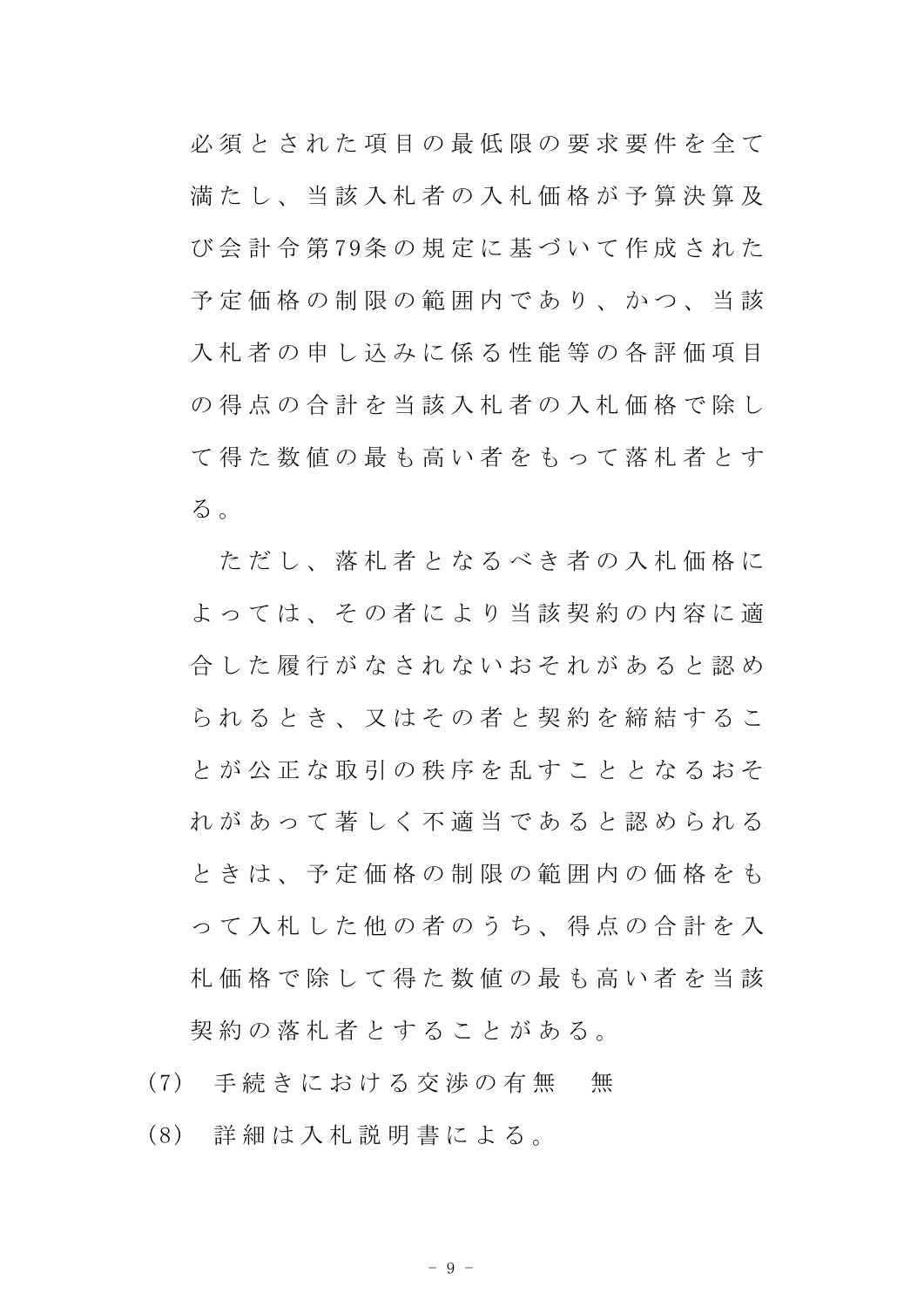必須とされた項目の最低限の要求要件を全て満たし、当該入札者の入札価格が予算決算及び会計令第79条の規定に基づいて作成された予定価格の制限の範囲内であり、かつ、当該入札者の申し込みに係る性能等の各評価項目の得点の合計を当該入札者の入札価格で除して得た数値の最も高い者をもって落札者とする。

ただし、落札者となるべき者の入札価格によっては、その者により当該契約の内容に適合した履行がなされないおそれがあると認められるとき、又はその者と契約を締結することが公正な取引の秩序を乱すこととなるおそれがあって著しく不適当であると認められるときは、予定価格の制限の範囲内の価格をもって入札した他の者のうち、得点の合計を入札価格で除して得た数値の最も高い者を当該契約の落札者とすることがある。

(7) 手続きにおける交渉の有無　無

(8) 詳細は入札説明書による。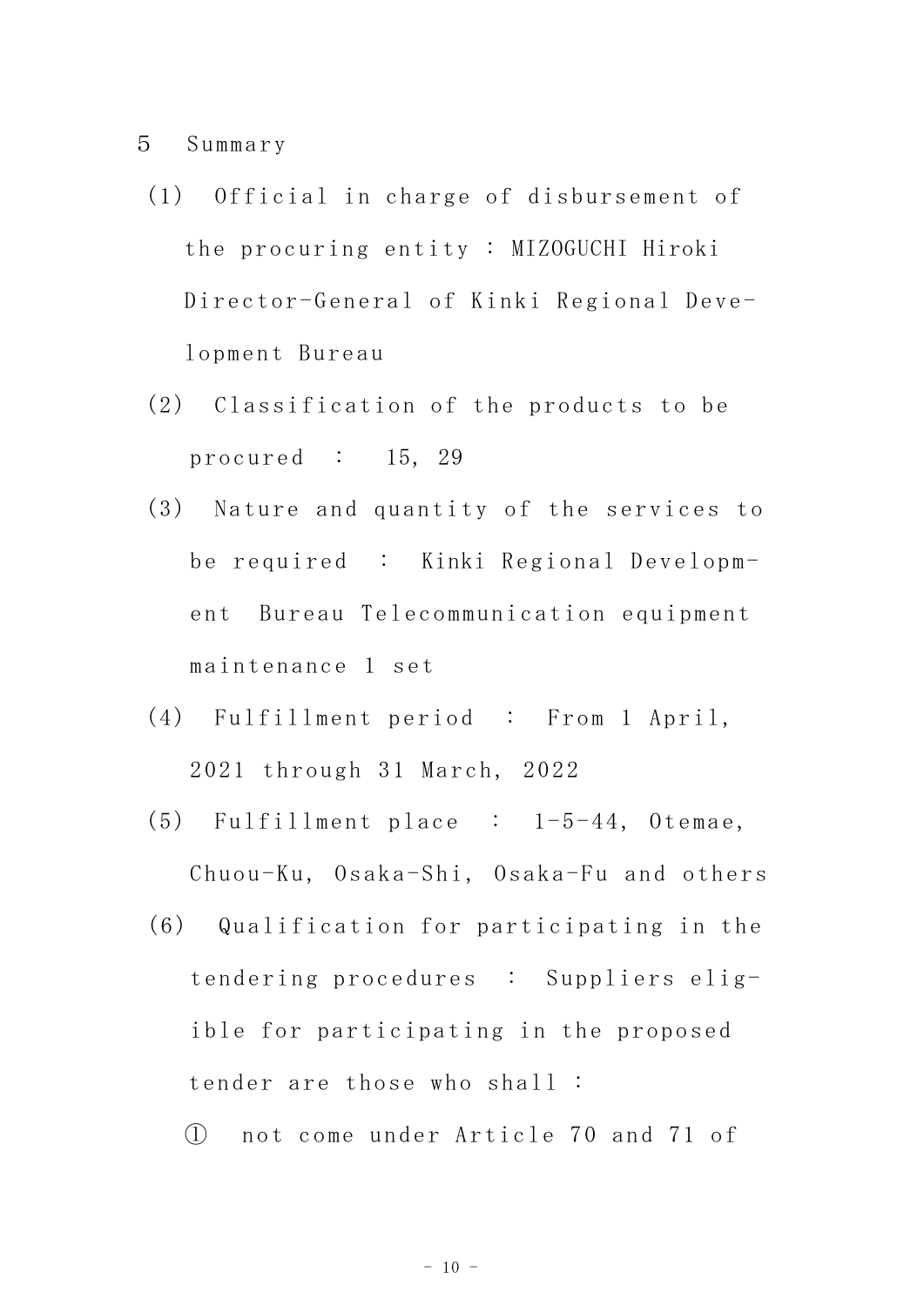5 Summary

(1) Official in charge of disbursement of the procuring entity : MIZOGUCHI Hiroki Director-General of Kinki Regional Development Bureau

(2) Classification of the products to be procured : 15, 29

(3) Nature and quantity of the services to be required : Kinki Regional Development Bureau Telecommunication equipment maintenance 1 set

(4) Fulfillment period : From 1 April, 2021 through 31 March, 2022

(5) Fulfillment place : 1-5-44, Otemae, Chuou-Ku, Osaka-Shi, Osaka-Fu and others

(6) Qualification for participating in the tendering procedures : Suppliers eligible for participating in the proposed tender are those who shall :

① not come under Article 70 and 71 of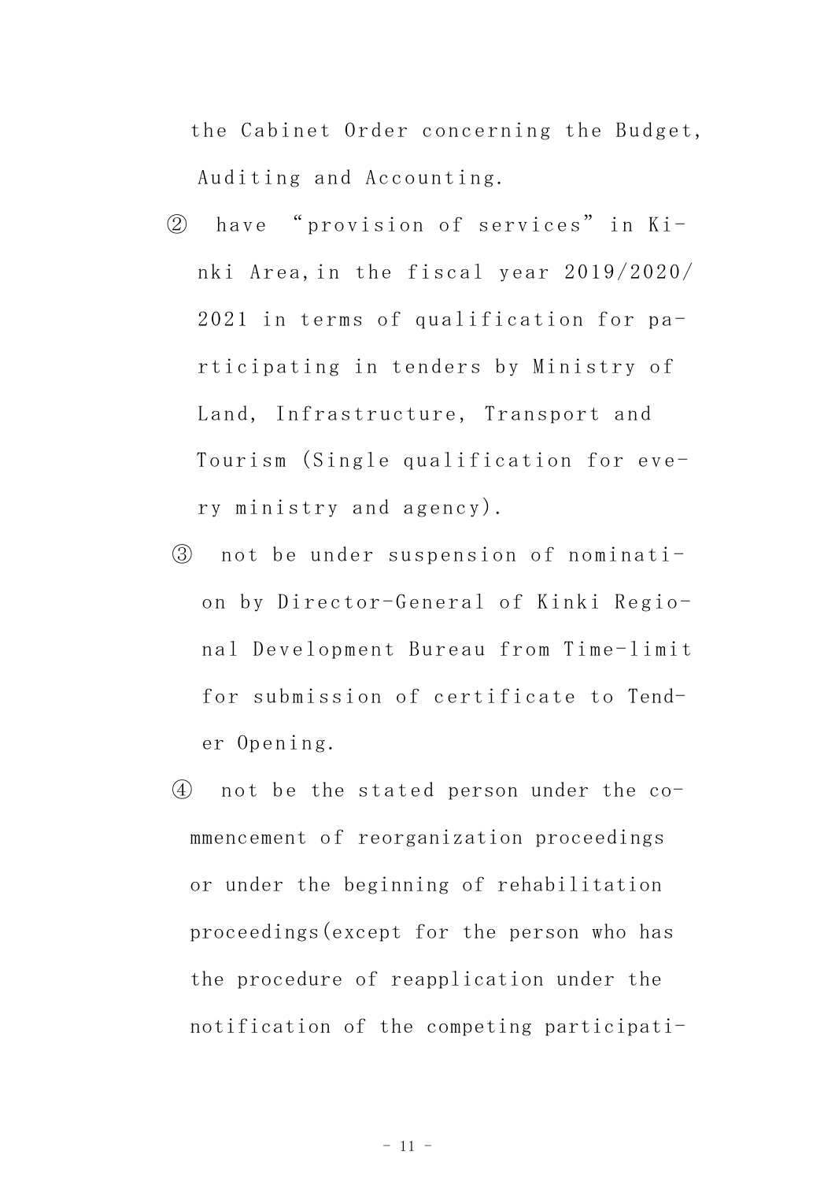the Cabinet Order concerning the Budget, Auditing and Accounting.

② have "provision of services" in Kinki Area,in the fiscal year 2019/2020/2021 in terms of qualification for participating in tenders by Ministry of Land, Infrastructure, Transport and Tourism (Single qualification for every ministry and agency).

③ not be under suspension of nomination by Director-General of Kinki Regional Development Bureau from Time-limit for submission of certificate to Tender Opening.

④ not be the stated person under the commencement of reorganization proceedings or under the beginning of rehabilitation proceedings(except for the person who has the procedure of reapplication under the notification of the competing participati-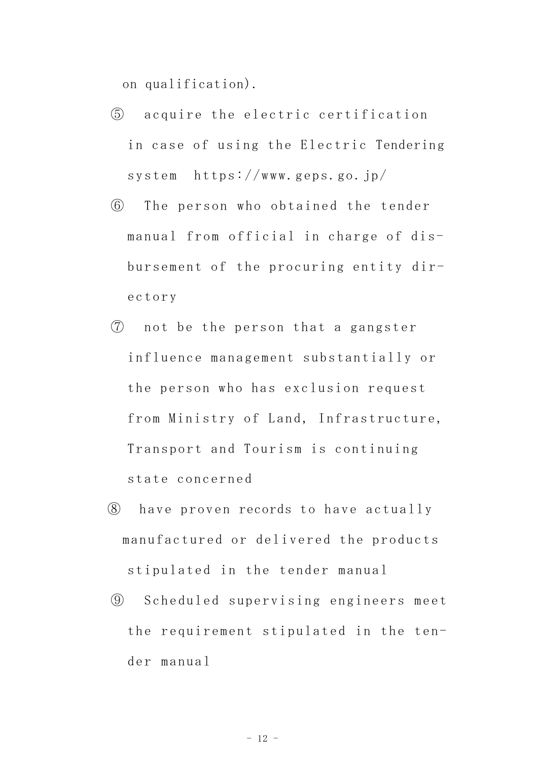on qualification).

⑤ acquire the electric certification in case of using the Electric Tendering system https://www.geps.go.jp/

⑥ The person who obtained the tender manual from official in charge of disbursement of the procuring entity directory

⑦ not be the person that a gangster influence management substantially or the person who has exclusion request from Ministry of Land, Infrastructure, Transport and Tourism is continuing state concerned

⑧ have proven records to have actually manufactured or delivered the products stipulated in the tender manual

⑨ Scheduled supervising engineers meet the requirement stipulated in the tender manual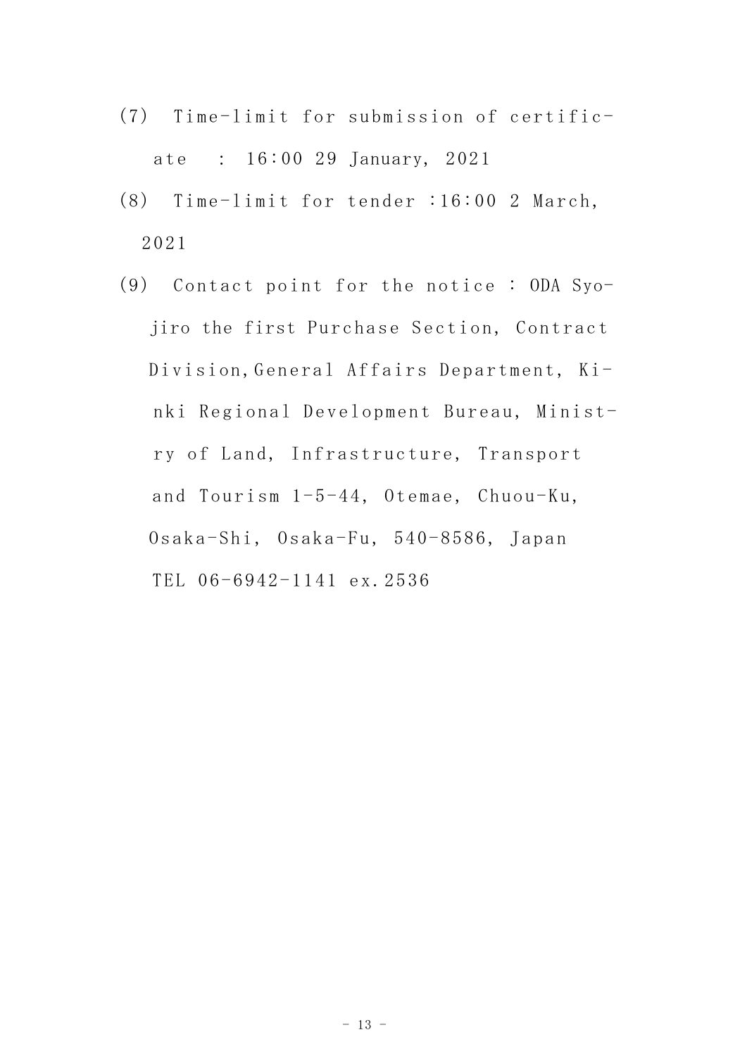(7) Time-limit for submission of certificate : 16:00 29 January, 2021

(8) Time-limit for tender :16:00 2 March, 2021

(9) Contact point for the notice : ODA Syojiro the first Purchase Section, Contract Division,General Affairs Department, Kinki Regional Development Bureau, Ministry of Land, Infrastructure, Transport and Tourism 1-5-44, Otemae, Chuou-Ku, Osaka-Shi, Osaka-Fu, 540-8586, Japan TEL 06-6942-1141 ex.2536